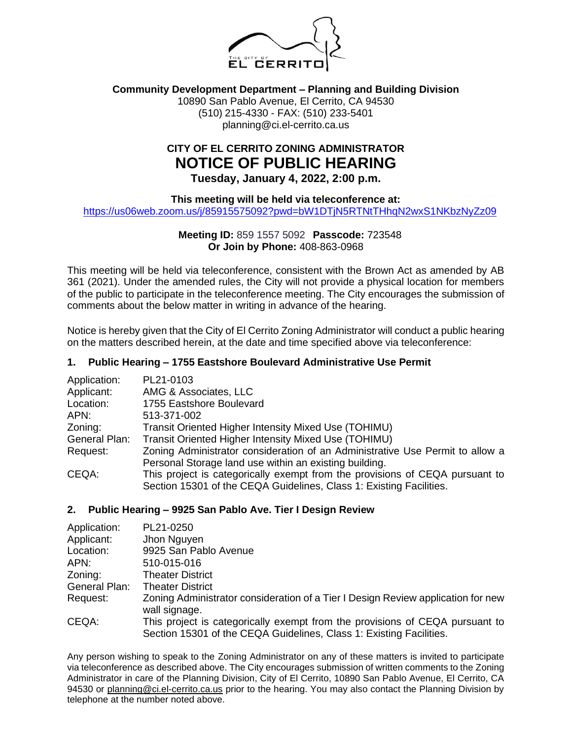THE CITY OF EL CERRITO

**Community Development Department – Planning and Building Division**
10890 San Pablo Avenue, El Cerrito, CA 94530
(510) 215-4330 - FAX: (510) 233-5401
planning@ci.el-cerrito.ca.us

## CITY OF EL CERRITO ZONING ADMINISTRATOR
# NOTICE OF PUBLIC HEARING
**Tuesday, January 4, 2022, 2:00 p.m.**

**This meeting will be held via teleconference at:**
https://us06web.zoom.us/j/85915575092?pwd=bW1DTjN5RTNtTHhqN2wxS1NKbzNyZz09

**Meeting ID:** 859 1557 5092 **Passcode:** 723548
**Or Join by Phone:** 408-863-0968

This meeting will be held via teleconference, consistent with the Brown Act as amended by AB 361 (2021). Under the amended rules, the City will not provide a physical location for members of the public to participate in the teleconference meeting. The City encourages the submission of comments about the below matter in writing in advance of the hearing.

Notice is hereby given that the City of El Cerrito Zoning Administrator will conduct a public hearing on the matters described herein, at the date and time specified above via teleconference:

### 1. Public Hearing – 1755 Eastshore Boulevard Administrative Use Permit

| | |
|---|---|
| Application: | PL21-0103 |
| Applicant: | AMG & Associates, LLC |
| Location: | 1755 Eastshore Boulevard |
| APN: | 513-371-002 |
| Zoning: | Transit Oriented Higher Intensity Mixed Use (TOHIMU) |
| General Plan: | Transit Oriented Higher Intensity Mixed Use (TOHIMU) |
| Request: | Zoning Administrator consideration of an Administrative Use Permit to allow a Personal Storage land use within an existing building. |
| CEQA: | This project is categorically exempt from the provisions of CEQA pursuant to Section 15301 of the CEQA Guidelines, Class 1: Existing Facilities. |

### 2. Public Hearing – 9925 San Pablo Ave. Tier I Design Review

| | |
|---|---|
| Application: | PL21-0250 |
| Applicant: | Jhon Nguyen |
| Location: | 9925 San Pablo Avenue |
| APN: | 510-015-016 |
| Zoning: | Theater District |
| General Plan: | Theater District |
| Request: | Zoning Administrator consideration of a Tier I Design Review application for new wall signage. |
| CEQA: | This project is categorically exempt from the provisions of CEQA pursuant to Section 15301 of the CEQA Guidelines, Class 1: Existing Facilities. |

Any person wishing to speak to the Zoning Administrator on any of these matters is invited to participate via teleconference as described above. The City encourages submission of written comments to the Zoning Administrator in care of the Planning Division, City of El Cerrito, 10890 San Pablo Avenue, El Cerrito, CA 94530 or planning@ci.el-cerrito.ca.us prior to the hearing. You may also contact the Planning Division by telephone at the number noted above.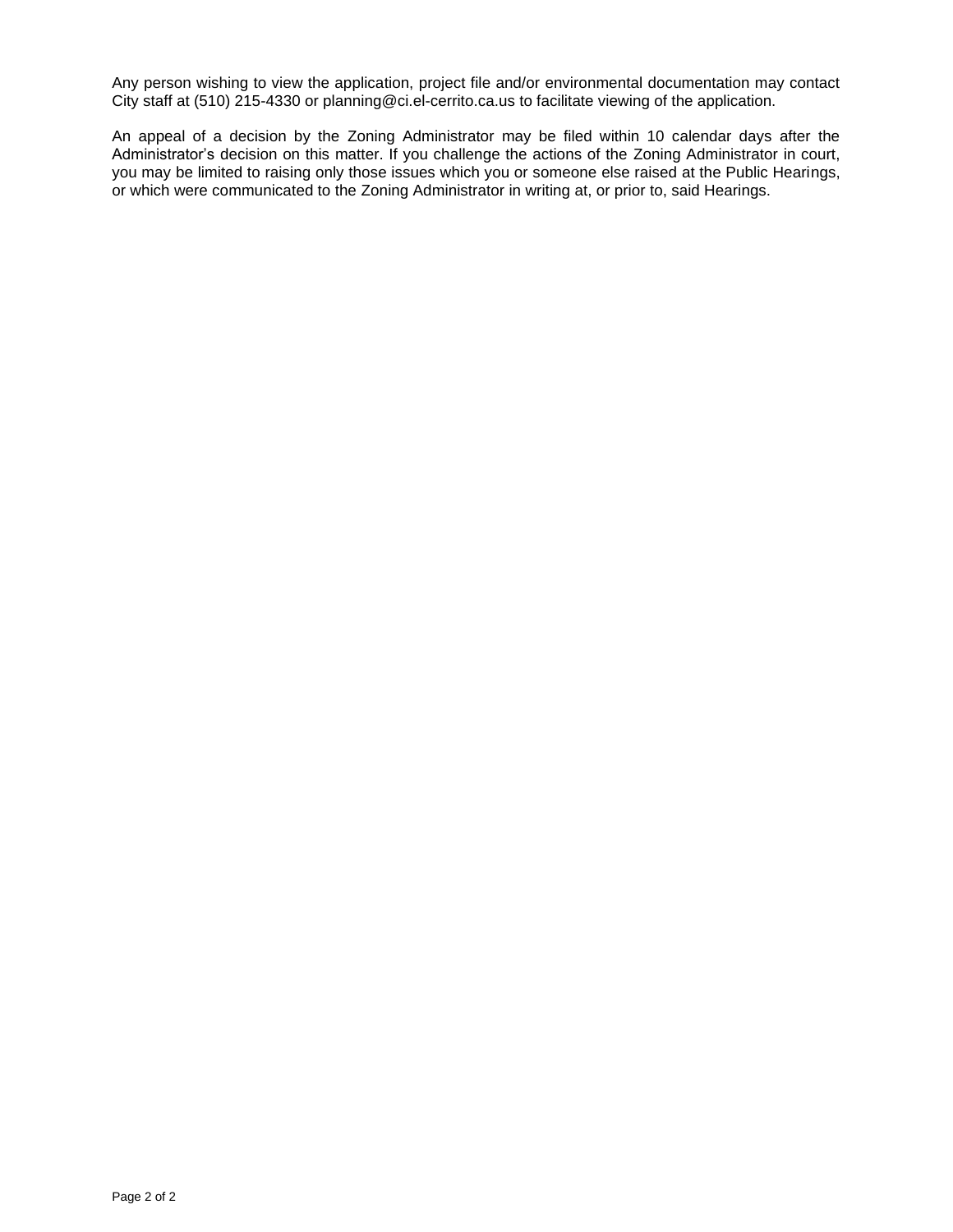Any person wishing to view the application, project file and/or environmental documentation may contact City staff at (510) 215-4330 or planning@ci.el-cerrito.ca.us to facilitate viewing of the application.

An appeal of a decision by the Zoning Administrator may be filed within 10 calendar days after the Administrator's decision on this matter. If you challenge the actions of the Zoning Administrator in court, you may be limited to raising only those issues which you or someone else raised at the Public Hearings, or which were communicated to the Zoning Administrator in writing at, or prior to, said Hearings.